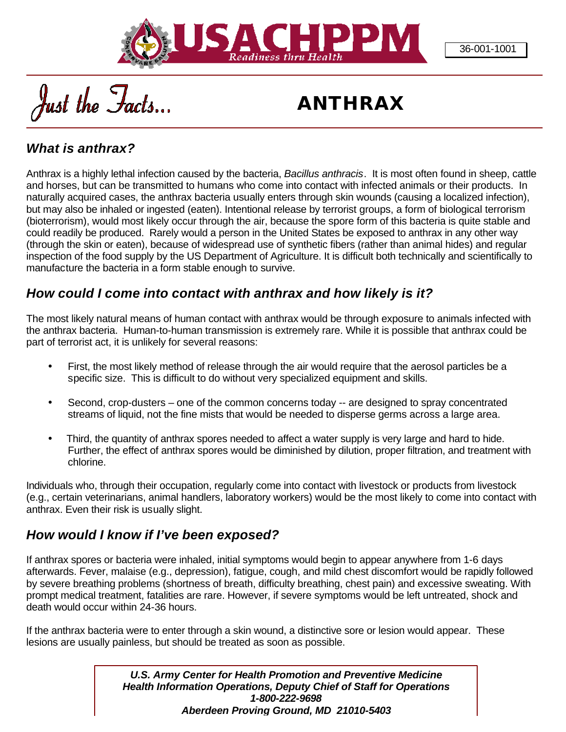36-001-1001

USACHPPM — Readiness thru Health

# Just the Facts... ANTHRAX

## *What is anthrax?*

Anthrax is a highly lethal infection caused by the bacteria, *Bacillus anthracis*. It is most often found in sheep, cattle and horses, but can be transmitted to humans who come into contact with infected animals or their products. In naturally acquired cases, the anthrax bacteria usually enters through skin wounds (causing a localized infection), but may also be inhaled or ingested (eaten). Intentional release by terrorist groups, a form of biological terrorism (bioterrorism), would most likely occur through the air, because the spore form of this bacteria is quite stable and could readily be produced. Rarely would a person in the United States be exposed to anthrax in any other way (through the skin or eaten), because of widespread use of synthetic fibers (rather than animal hides) and regular inspection of the food supply by the US Department of Agriculture. It is difficult both technically and scientifically to manufacture the bacteria in a form stable enough to survive.

## *How could I come into contact with anthrax and how likely is it?*

The most likely natural means of human contact with anthrax would be through exposure to animals infected with the anthrax bacteria. Human-to-human transmission is extremely rare. While it is possible that anthrax could be part of terrorist act, it is unlikely for several reasons:

- First, the most likely method of release through the air would require that the aerosol particles be a specific size. This is difficult to do without very specialized equipment and skills.
- Second, crop-dusters – one of the common concerns today -- are designed to spray concentrated streams of liquid, not the fine mists that would be needed to disperse germs across a large area.
- Third, the quantity of anthrax spores needed to affect a water supply is very large and hard to hide. Further, the effect of anthrax spores would be diminished by dilution, proper filtration, and treatment with chlorine.

Individuals who, through their occupation, regularly come into contact with livestock or products from livestock (e.g., certain veterinarians, animal handlers, laboratory workers) would be the most likely to come into contact with anthrax. Even their risk is usually slight.

## *How would I know if I've been exposed?*

If anthrax spores or bacteria were inhaled, initial symptoms would begin to appear anywhere from 1-6 days afterwards. Fever, malaise (e.g., depression), fatigue, cough, and mild chest discomfort would be rapidly followed by severe breathing problems (shortness of breath, difficulty breathing, chest pain) and excessive sweating. With prompt medical treatment, fatalities are rare. However, if severe symptoms would be left untreated, shock and death would occur within 24-36 hours.

If the anthrax bacteria were to enter through a skin wound, a distinctive sore or lesion would appear. These lesions are usually painless, but should be treated as soon as possible.

***U.S. Army Center for Health Promotion and Preventive Medicine***
***Health Information Operations, Deputy Chief of Staff for Operations***
***1-800-222-9698***
***Aberdeen Proving Ground, MD 21010-5403***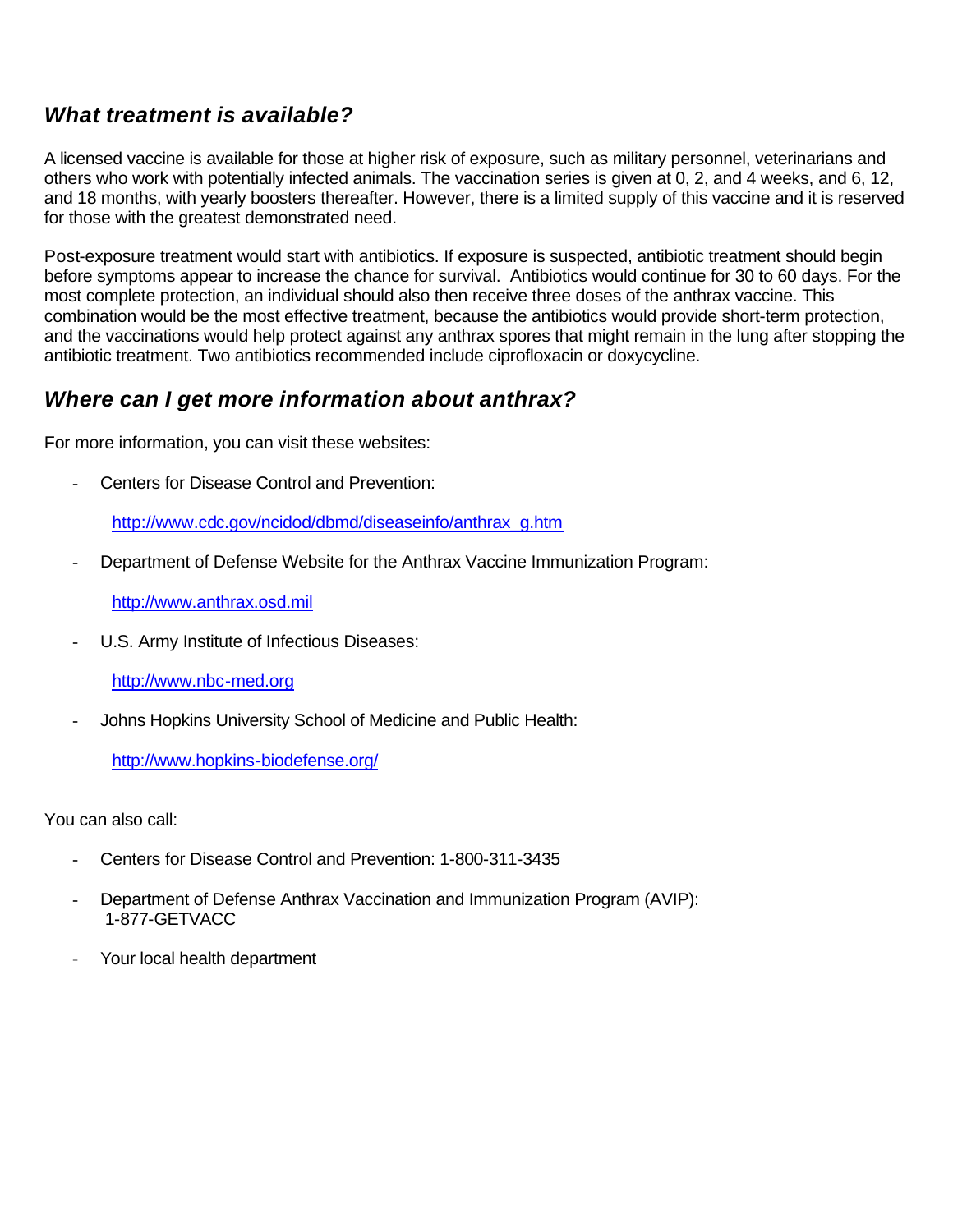## *What treatment is available?*

A licensed vaccine is available for those at higher risk of exposure, such as military personnel, veterinarians and others who work with potentially infected animals. The vaccination series is given at 0, 2, and 4 weeks, and 6, 12, and 18 months, with yearly boosters thereafter. However, there is a limited supply of this vaccine and it is reserved for those with the greatest demonstrated need.

Post-exposure treatment would start with antibiotics. If exposure is suspected, antibiotic treatment should begin before symptoms appear to increase the chance for survival. Antibiotics would continue for 30 to 60 days. For the most complete protection, an individual should also then receive three doses of the anthrax vaccine. This combination would be the most effective treatment, because the antibiotics would provide short-term protection, and the vaccinations would help protect against any anthrax spores that might remain in the lung after stopping the antibiotic treatment. Two antibiotics recommended include ciprofloxacin or doxycycline.

## *Where can I get more information about anthrax?*

For more information, you can visit these websites:

- Centers for Disease Control and Prevention:

  http://www.cdc.gov/ncidod/dbmd/diseaseinfo/anthrax_g.htm

- Department of Defense Website for the Anthrax Vaccine Immunization Program:

  http://www.anthrax.osd.mil

- U.S. Army Institute of Infectious Diseases:

  http://www.nbc-med.org

- Johns Hopkins University School of Medicine and Public Health:

  http://www.hopkins-biodefense.org/

You can also call:

- Centers for Disease Control and Prevention: 1-800-311-3435
- Department of Defense Anthrax Vaccination and Immunization Program (AVIP): 1-877-GETVACC
- Your local health department